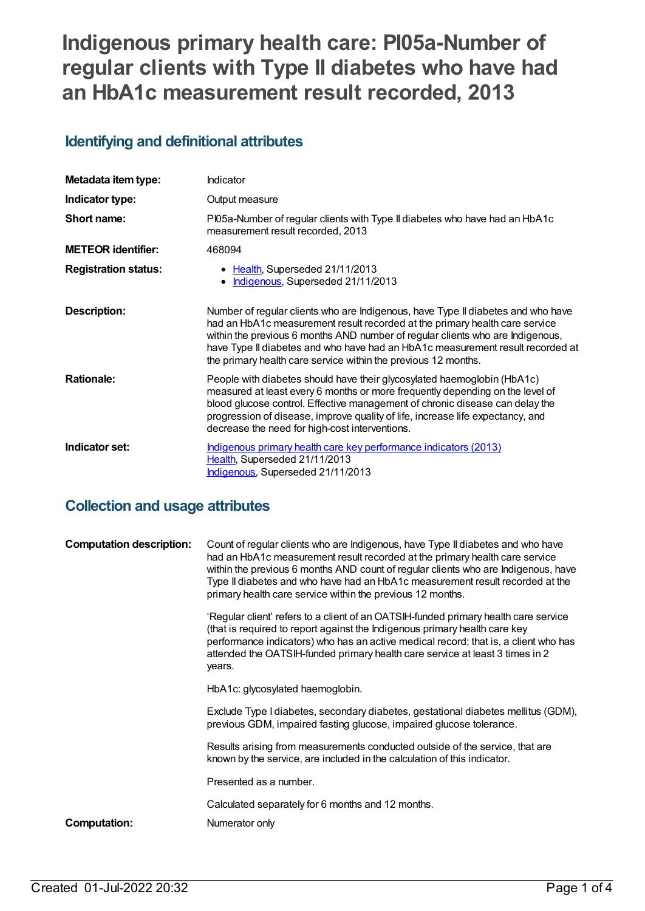# Indigenous primary health care: PI05a-Number of regular clients with Type II diabetes who have had an HbA1c measurement result recorded, 2013

## Identifying and definitional attributes

| | |
|---|---|
| **Metadata item type:** | Indicator |
| **Indicator type:** | Output measure |
| **Short name:** | PI05a-Number of regular clients with Type II diabetes who have had an HbA1c measurement result recorded, 2013 |
| **METEOR identifier:** | 468094 |
| **Registration status:** | • Health, Superseded 21/11/2013<br>• Indigenous, Superseded 21/11/2013 |
| **Description:** | Number of regular clients who are Indigenous, have Type II diabetes and who have had an HbA1c measurement result recorded at the primary health care service within the previous 6 months AND number of regular clients who are Indigenous, have Type II diabetes and who have had an HbA1c measurement result recorded at the primary health care service within the previous 12 months. |
| **Rationale:** | People with diabetes should have their glycosylated haemoglobin (HbA1c) measured at least every 6 months or more frequently depending on the level of blood glucose control. Effective management of chronic disease can delay the progression of disease, improve quality of life, increase life expectancy, and decrease the need for high-cost interventions. |
| **Indicator set:** | Indigenous primary health care key performance indicators (2013)<br>Health, Superseded 21/11/2013<br>Indigenous, Superseded 21/11/2013 |

## Collection and usage attributes

| | |
|---|---|
| **Computation description:** | Count of regular clients who are Indigenous, have Type II diabetes and who have had an HbA1c measurement result recorded at the primary health care service within the previous 6 months AND count of regular clients who are Indigenous, have Type II diabetes and who have had an HbA1c measurement result recorded at the primary health care service within the previous 12 months.<br><br>'Regular client' refers to a client of an OATSIH-funded primary health care service (that is required to report against the Indigenous primary health care key performance indicators) who has an active medical record; that is, a client who has attended the OATSIH-funded primary health care service at least 3 times in 2 years.<br><br>HbA1c: glycosylated haemoglobin.<br><br>Exclude Type I diabetes, secondary diabetes, gestational diabetes mellitus (GDM), previous GDM, impaired fasting glucose, impaired glucose tolerance.<br><br>Results arising from measurements conducted outside of the service, that are known by the service, are included in the calculation of this indicator.<br><br>Presented as a number.<br><br>Calculated separately for 6 months and 12 months. |
| **Computation:** | Numerator only |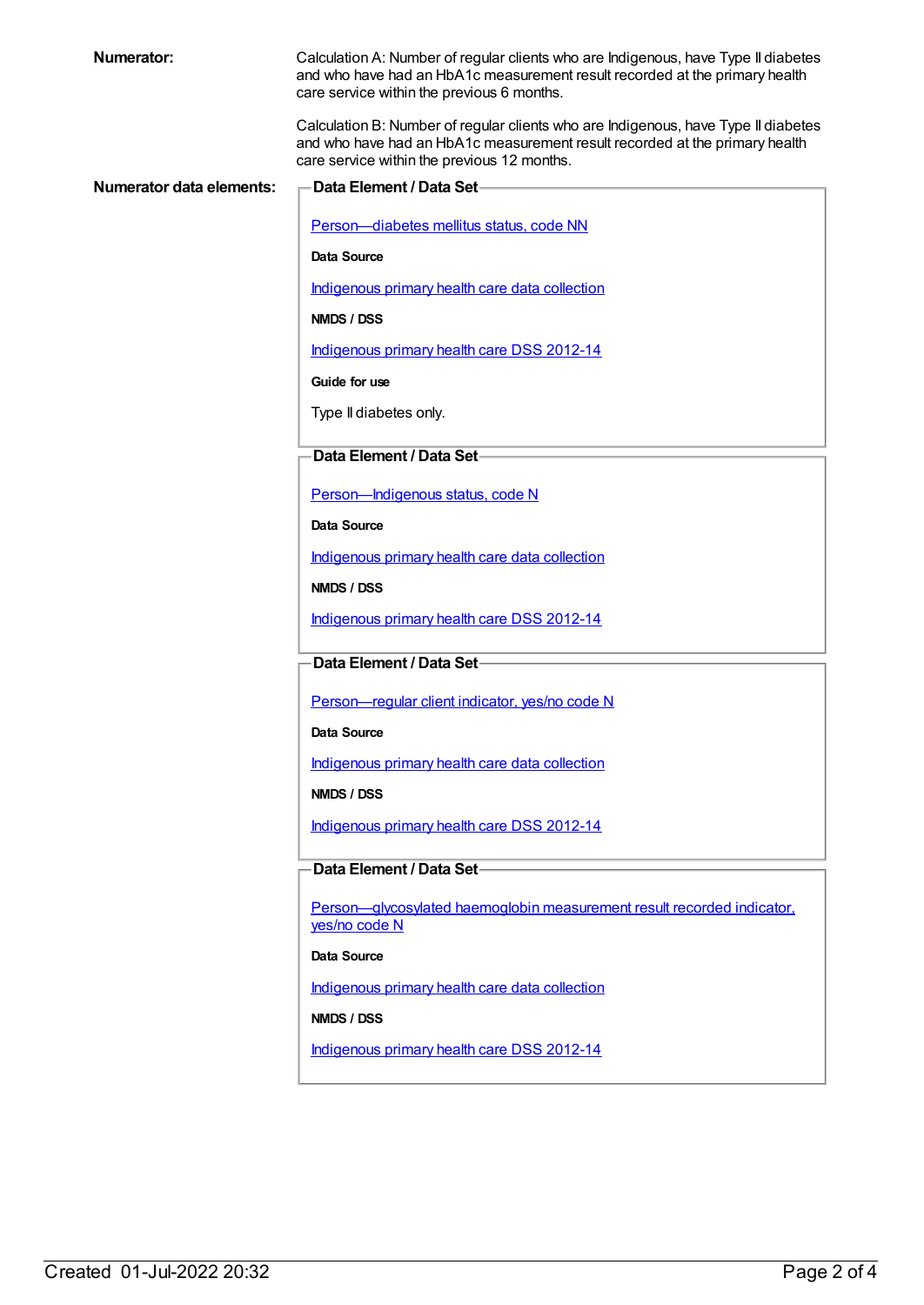**Numerator:**

Calculation A: Number of regular clients who are Indigenous, have Type II diabetes and who have had an HbA1c measurement result recorded at the primary health care service within the previous 6 months.

Calculation B: Number of regular clients who are Indigenous, have Type II diabetes and who have had an HbA1c measurement result recorded at the primary health care service within the previous 12 months.

**Numerator data elements:**

**Data Element / Data Set**

Person—diabetes mellitus status, code NN

**Data Source**

Indigenous primary health care data collection

**NMDS / DSS**

Indigenous primary health care DSS 2012-14

**Guide for use**

Type II diabetes only.

**Data Element / Data Set**

Person—Indigenous status, code N

**Data Source**

Indigenous primary health care data collection

**NMDS / DSS**

Indigenous primary health care DSS 2012-14

**Data Element / Data Set**

Person—regular client indicator, yes/no code N

**Data Source**

Indigenous primary health care data collection

**NMDS / DSS**

Indigenous primary health care DSS 2012-14

**Data Element / Data Set**

Person—glycosylated haemoglobin measurement result recorded indicator, yes/no code N

**Data Source**

Indigenous primary health care data collection

**NMDS / DSS**

Indigenous primary health care DSS 2012-14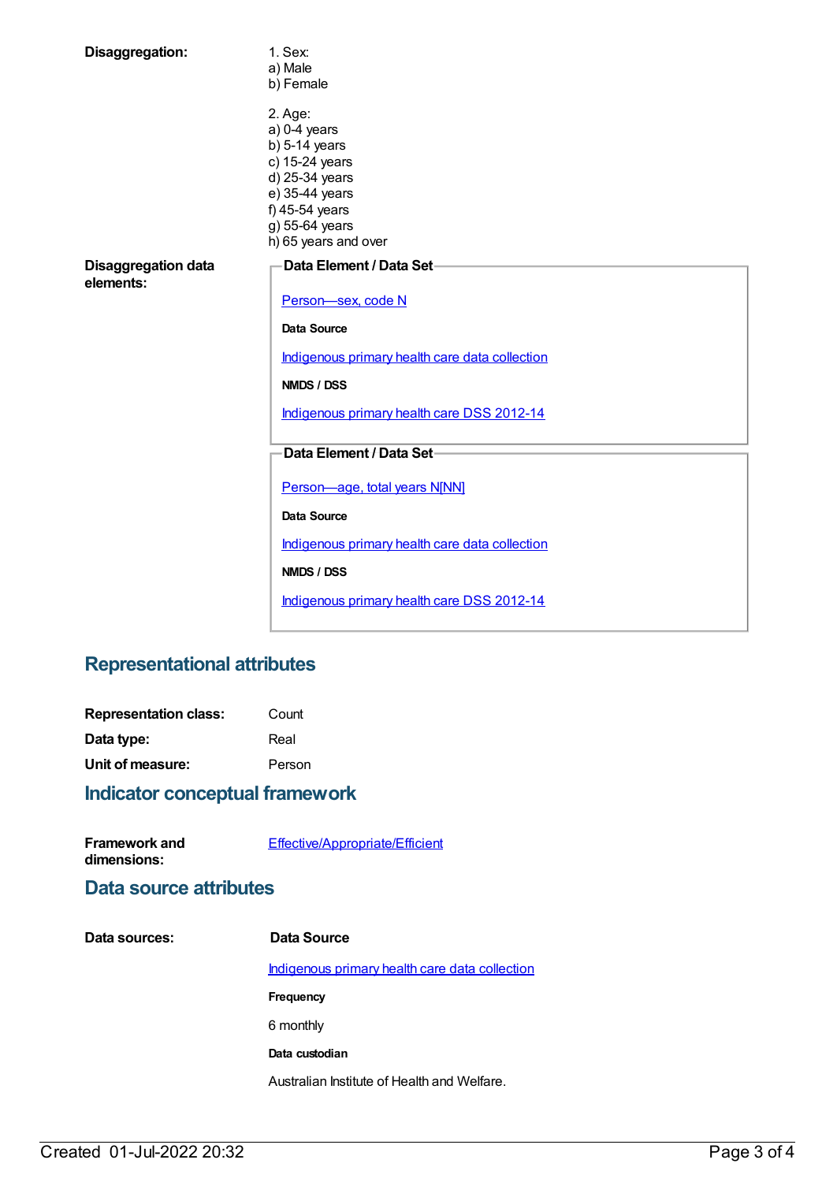**Disaggregation:**

1. Sex:
a) Male
b) Female

2. Age:
a) 0-4 years
b) 5-14 years
c) 15-24 years
d) 25-34 years
e) 35-44 years
f) 45-54 years
g) 55-64 years
h) 65 years and over

**Disaggregation data elements:**

**Data Element / Data Set**

Person—sex, code N

**Data Source**

Indigenous primary health care data collection

**NMDS / DSS**

Indigenous primary health care DSS 2012-14

**Data Element / Data Set**

Person—age, total years N[NN]

**Data Source**

Indigenous primary health care data collection

**NMDS / DSS**

Indigenous primary health care DSS 2012-14

## Representational attributes

**Representation class:** Count

**Data type:** Real

**Unit of measure:** Person

## Indicator conceptual framework

**Framework and dimensions:** Effective/Appropriate/Efficient

## Data source attributes

**Data sources:**

**Data Source**

Indigenous primary health care data collection

**Frequency**

6 monthly

**Data custodian**

Australian Institute of Health and Welfare.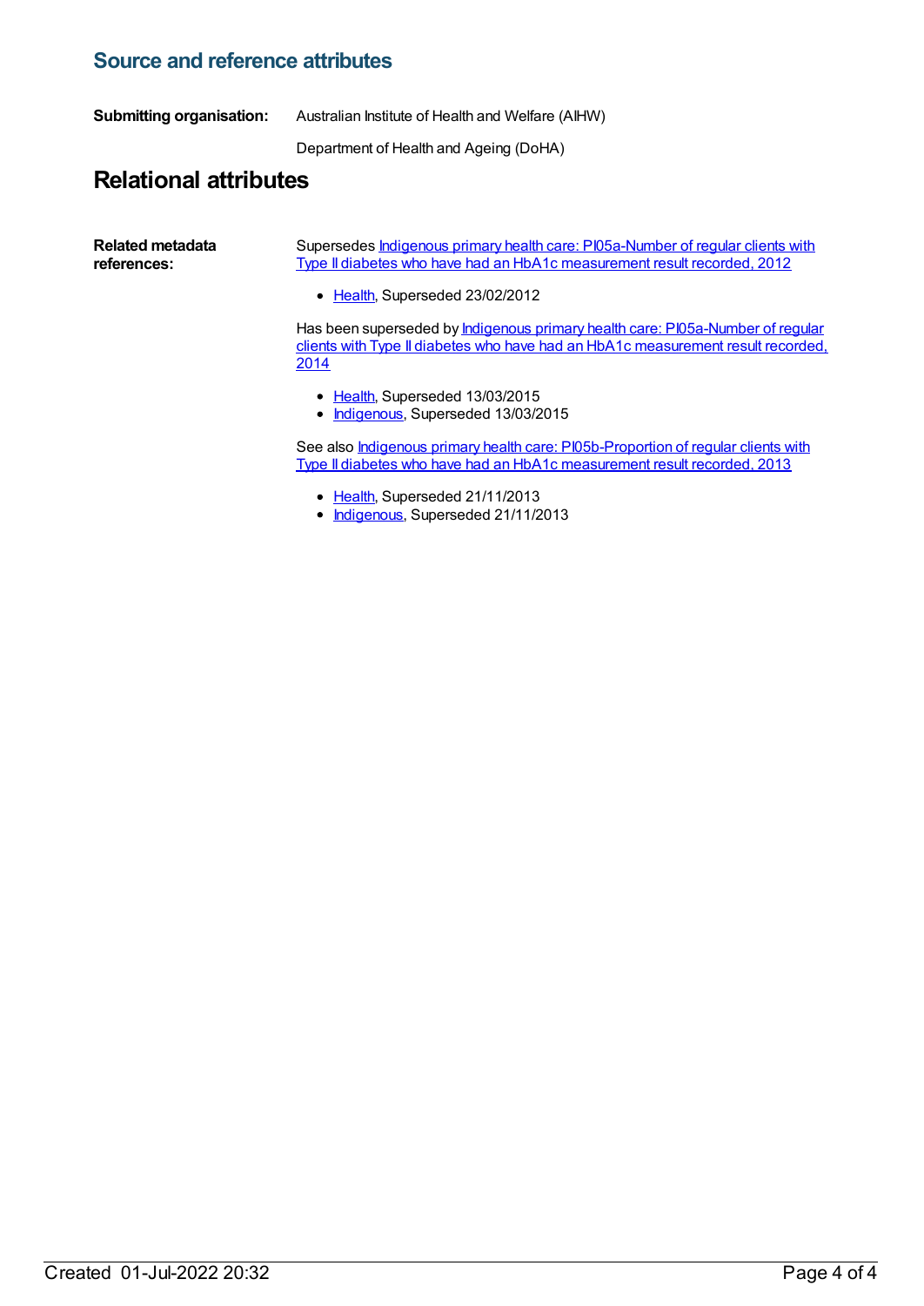## Source and reference attributes

**Submitting organisation:** Australian Institute of Health and Welfare (AIHW)

Department of Health and Ageing (DoHA)

# Relational attributes

**Related metadata references:**

Supersedes Indigenous primary health care: PI05a-Number of regular clients with Type II diabetes who have had an HbA1c measurement result recorded, 2012

- Health, Superseded 23/02/2012

Has been superseded by Indigenous primary health care: PI05a-Number of regular clients with Type II diabetes who have had an HbA1c measurement result recorded, 2014

- Health, Superseded 13/03/2015
- Indigenous, Superseded 13/03/2015

See also Indigenous primary health care: PI05b-Proportion of regular clients with Type II diabetes who have had an HbA1c measurement result recorded, 2013

- Health, Superseded 21/11/2013
- Indigenous, Superseded 21/11/2013